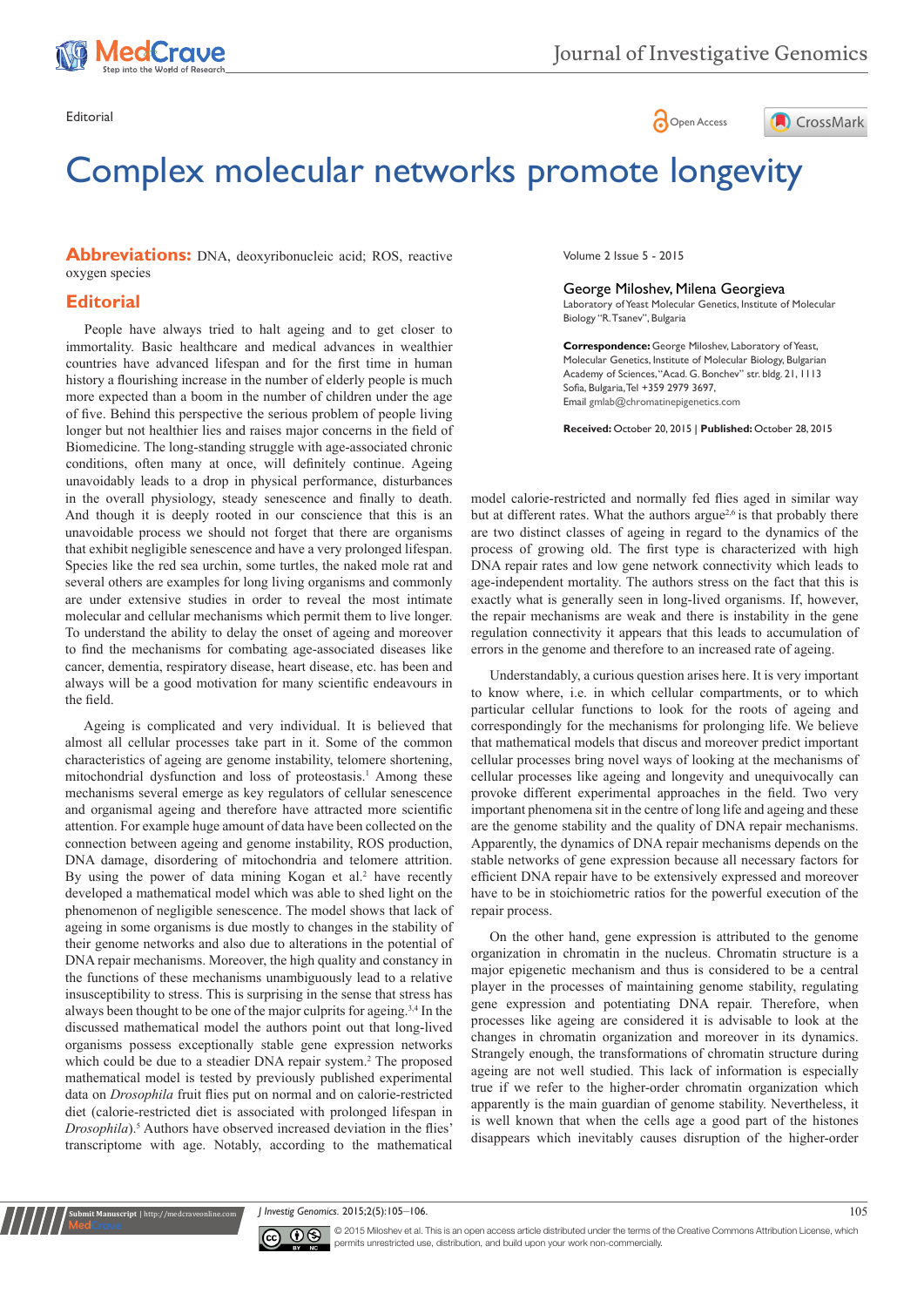Editorial

# Complex molecular networks promote longevity

**Abbreviations:** DNA, deoxyribonucleic acid; ROS, reactive oxygen species

Volume 2 Issue 5 - 2015

**George Miloshev, Milena Georgieva**

Laboratory of Yeast Molecular Genetics, Institute of Molecular Biology "R. Tsanev", Bulgaria

**Correspondence:** George Miloshev, Laboratory of Yeast, Molecular Genetics, Institute of Molecular Biology, Bulgarian Academy of Sciences, "Acad. G. Bonchev" str. bldg. 21, 1113 Sofia, Bulgaria, Tel +359 2979 3697, Email gmlab@chromatinepigenetics.com

**Received:** October 20, 2015 | **Published:** October 28, 2015

## Editorial

People have always tried to halt ageing and to get closer to immortality. Basic healthcare and medical advances in wealthier countries have advanced lifespan and for the first time in human history a flourishing increase in the number of elderly people is much more expected than a boom in the number of children under the age of five. Behind this perspective the serious problem of people living longer but not healthier lies and raises major concerns in the field of Biomedicine. The long-standing struggle with age-associated chronic conditions, often many at once, will definitely continue. Ageing unavoidably leads to a drop in physical performance, disturbances in the overall physiology, steady senescence and finally to death. And though it is deeply rooted in our conscience that this is an unavoidable process we should not forget that there are organisms that exhibit negligible senescence and have a very prolonged lifespan. Species like the red sea urchin, some turtles, the naked mole rat and several others are examples for long living organisms and commonly are under extensive studies in order to reveal the most intimate molecular and cellular mechanisms which permit them to live longer. To understand the ability to delay the onset of ageing and moreover to find the mechanisms for combating age-associated diseases like cancer, dementia, respiratory disease, heart disease, etc. has been and always will be a good motivation for many scientific endeavours in the field.

Ageing is complicated and very individual. It is believed that almost all cellular processes take part in it. Some of the common characteristics of ageing are genome instability, telomere shortening, mitochondrial dysfunction and loss of proteostasis.[1] Among these mechanisms several emerge as key regulators of cellular senescence and organismal ageing and therefore have attracted more scientific attention. For example huge amount of data have been collected on the connection between ageing and genome instability, ROS production, DNA damage, disordering of mitochondria and telomere attrition. By using the power of data mining Kogan et al.[2] have recently developed a mathematical model which was able to shed light on the phenomenon of negligible senescence. The model shows that lack of ageing in some organisms is due mostly to changes in the stability of their genome networks and also due to alterations in the potential of DNA repair mechanisms. Moreover, the high quality and constancy in the functions of these mechanisms unambiguously lead to a relative insusceptibility to stress. This is surprising in the sense that stress has always been thought to be one of the major culprits for ageing.[3,4] In the discussed mathematical model the authors point out that long-lived organisms possess exceptionally stable gene expression networks which could be due to a steadier DNA repair system.[2] The proposed mathematical model is tested by previously published experimental data on *Drosophila* fruit flies put on normal and on calorie-restricted diet (calorie-restricted diet is associated with prolonged lifespan in *Drosophila*).[5] Authors have observed increased deviation in the flies' transcriptome with age. Notably, according to the mathematical model calorie-restricted and normally fed flies aged in similar way but at different rates. What the authors argue[2,6] is that probably there are two distinct classes of ageing in regard to the dynamics of the process of growing old. The first type is characterized with high DNA repair rates and low gene network connectivity which leads to age-independent mortality. The authors stress on the fact that this is exactly what is generally seen in long-lived organisms. If, however, the repair mechanisms are weak and there is instability in the gene regulation connectivity it appears that this leads to accumulation of errors in the genome and therefore to an increased rate of ageing.

Understandably, a curious question arises here. It is very important to know where, i.e. in which cellular compartments, or to which particular cellular functions to look for the roots of ageing and correspondingly for the mechanisms for prolonging life. We believe that mathematical models that discus and moreover predict important cellular processes bring novel ways of looking at the mechanisms of cellular processes like ageing and longevity and unequivocally can provoke different experimental approaches in the field. Two very important phenomena sit in the centre of long life and ageing and these are the genome stability and the quality of DNA repair mechanisms. Apparently, the dynamics of DNA repair mechanisms depends on the stable networks of gene expression because all necessary factors for efficient DNA repair have to be extensively expressed and moreover have to be in stoichiometric ratios for the powerful execution of the repair process.

On the other hand, gene expression is attributed to the genome organization in chromatin in the nucleus. Chromatin structure is a major epigenetic mechanism and thus is considered to be a central player in the processes of maintaining genome stability, regulating gene expression and potentiating DNA repair. Therefore, when processes like ageing are considered it is advisable to look at the changes in chromatin organization and moreover in its dynamics. Strangely enough, the transformations of chromatin structure during ageing are not well studied. This lack of information is especially true if we refer to the higher-order chromatin organization which apparently is the main guardian of genome stability. Nevertheless, it is well known that when the cells age a good part of the histones disappears which inevitably causes disruption of the higher-order

© 2015 Miloshev et al. This is an open access article distributed under the terms of the Creative Commons Attribution License, which permits unrestricted use, distribution, and build upon your work non-commercially.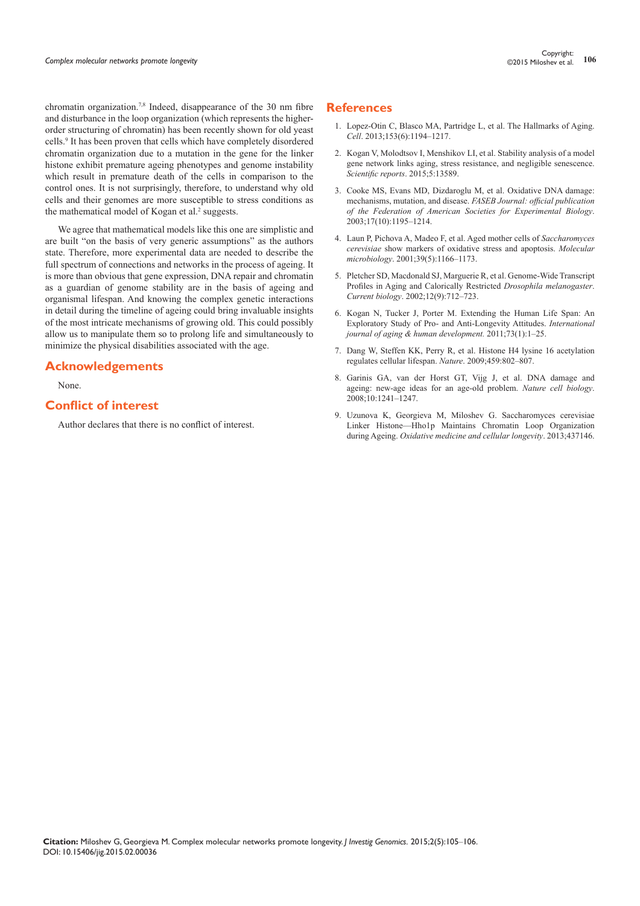chromatin organization.[7,8] Indeed, disappearance of the 30 nm fibre and disturbance in the loop organization (which represents the higher-order structuring of chromatin) has been recently shown for old yeast cells.[9] It has been proven that cells which have completely disordered chromatin organization due to a mutation in the gene for the linker histone exhibit premature ageing phenotypes and genome instability which result in premature death of the cells in comparison to the control ones. It is not surprisingly, therefore, to understand why old cells and their genomes are more susceptible to stress conditions as the mathematical model of Kogan et al.[2] suggests.

We agree that mathematical models like this one are simplistic and are built "on the basis of very generic assumptions" as the authors state. Therefore, more experimental data are needed to describe the full spectrum of connections and networks in the process of ageing. It is more than obvious that gene expression, DNA repair and chromatin as a guardian of genome stability are in the basis of ageing and organismal lifespan. And knowing the complex genetic interactions in detail during the timeline of ageing could bring invaluable insights of the most intricate mechanisms of growing old. This could possibly allow us to manipulate them so to prolong life and simultaneously to minimize the physical disabilities associated with the age.

## Acknowledgements

None.

## Conflict of interest

Author declares that there is no conflict of interest.

## References

1. Lopez-Otin C, Blasco MA, Partridge L, et al. The Hallmarks of Aging. *Cell*. 2013;153(6):1194–1217.
2. Kogan V, Molodtsov I, Menshikov LI, et al. Stability analysis of a model gene network links aging, stress resistance, and negligible senescence. *Scientific reports*. 2015;5:13589.
3. Cooke MS, Evans MD, Dizdaroglu M, et al. Oxidative DNA damage: mechanisms, mutation, and disease. *FASEB Journal: official publication of the Federation of American Societies for Experimental Biology*. 2003;17(10):1195–1214.
4. Laun P, Pichova A, Madeo F, et al. Aged mother cells of *Saccharomyces cerevisiae* show markers of oxidative stress and apoptosis. *Molecular microbiology*. 2001;39(5):1166–1173.
5. Pletcher SD, Macdonald SJ, Marguerie R, et al. Genome-Wide Transcript Profiles in Aging and Calorically Restricted *Drosophila melanogaster*. *Current biology*. 2002;12(9):712–723.
6. Kogan N, Tucker J, Porter M. Extending the Human Life Span: An Exploratory Study of Pro- and Anti-Longevity Attitudes. *International journal of aging & human development.* 2011;73(1):1–25.
7. Dang W, Steffen KK, Perry R, et al. Histone H4 lysine 16 acetylation regulates cellular lifespan. *Nature*. 2009;459:802–807.
8. Garinis GA, van der Horst GT, Vijg J, et al. DNA damage and ageing: new-age ideas for an age-old problem. *Nature cell biology*. 2008;10:1241–1247.
9. Uzunova K, Georgieva M, Miloshev G. Saccharomyces cerevisiae Linker Histone—Hho1p Maintains Chromatin Loop Organization during Ageing. *Oxidative medicine and cellular longevity*. 2013;437146.

**Citation:** Miloshev G, Georgieva M. Complex molecular networks promote longevity. *J Investig Genomics*. 2015;2(5):105–106. DOI: 10.15406/jig.2015.02.00036